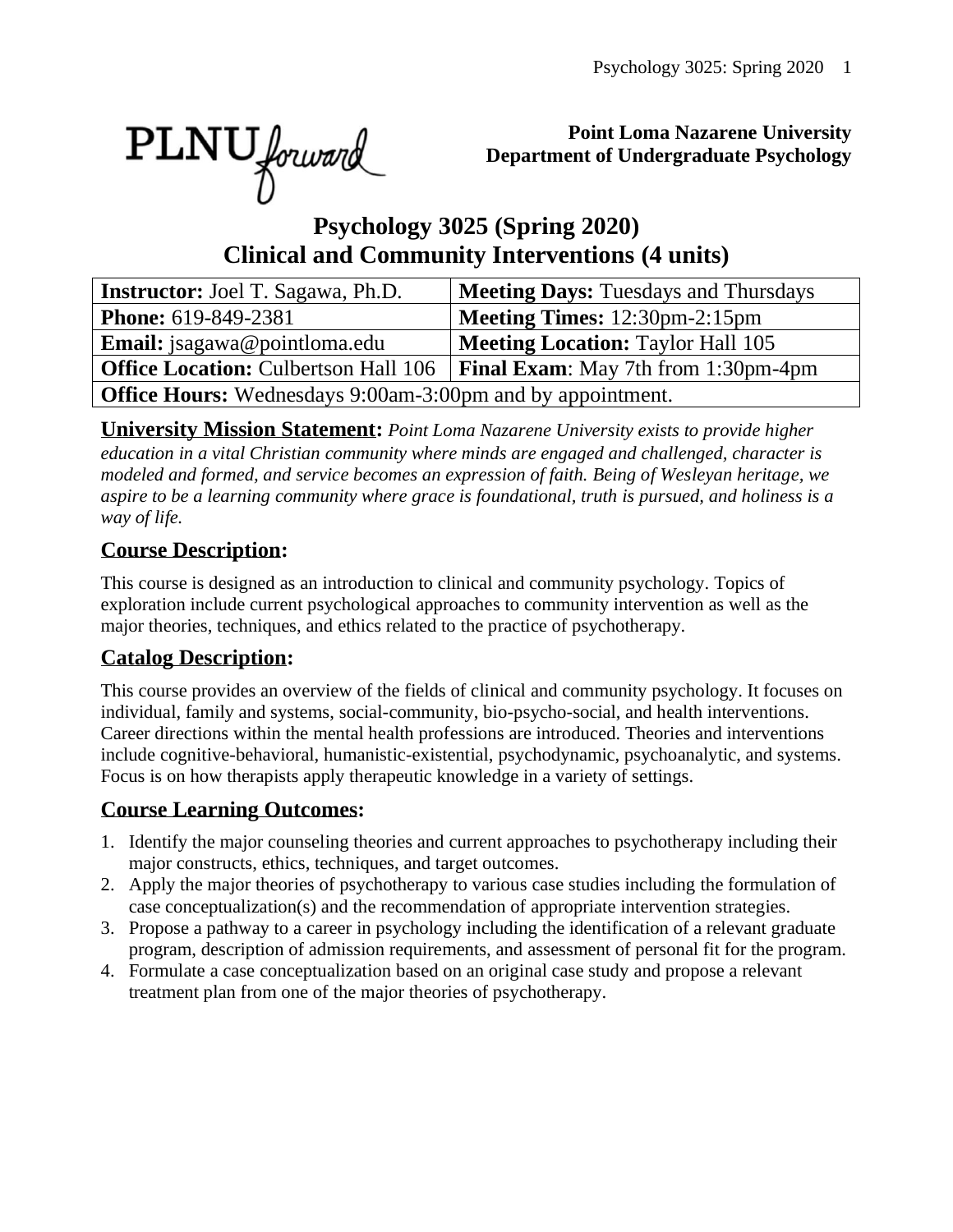**Point Loma Nazarene University**
**Department of Undergraduate Psychology**

# Psychology 3025 (Spring 2020)
# Clinical and Community Interventions (4 units)

| **Instructor:** Joel T. Sagawa, Ph.D. | **Meeting Days:** Tuesdays and Thursdays |
|---|---|
| **Phone:** 619-849-2381 | **Meeting Times:** 12:30pm-2:15pm |
| **Email:** jsagawa@pointloma.edu | **Meeting Location:** Taylor Hall 105 |
| **Office Location:** Culbertson Hall 106 | **Final Exam**: May 7th from 1:30pm-4pm |
| **Office Hours:** Wednesdays 9:00am-3:00pm and by appointment. | |

**University Mission Statement:** *Point Loma Nazarene University exists to provide higher education in a vital Christian community where minds are engaged and challenged, character is modeled and formed, and service becomes an expression of faith. Being of Wesleyan heritage, we aspire to be a learning community where grace is foundational, truth is pursued, and holiness is a way of life.*

## Course Description:

This course is designed as an introduction to clinical and community psychology. Topics of exploration include current psychological approaches to community intervention as well as the major theories, techniques, and ethics related to the practice of psychotherapy.

## Catalog Description:

This course provides an overview of the fields of clinical and community psychology. It focuses on individual, family and systems, social-community, bio-psycho-social, and health interventions. Career directions within the mental health professions are introduced. Theories and interventions include cognitive-behavioral, humanistic-existential, psychodynamic, psychoanalytic, and systems. Focus is on how therapists apply therapeutic knowledge in a variety of settings.

## Course Learning Outcomes:

1. Identify the major counseling theories and current approaches to psychotherapy including their major constructs, ethics, techniques, and target outcomes.
2. Apply the major theories of psychotherapy to various case studies including the formulation of case conceptualization(s) and the recommendation of appropriate intervention strategies.
3. Propose a pathway to a career in psychology including the identification of a relevant graduate program, description of admission requirements, and assessment of personal fit for the program.
4. Formulate a case conceptualization based on an original case study and propose a relevant treatment plan from one of the major theories of psychotherapy.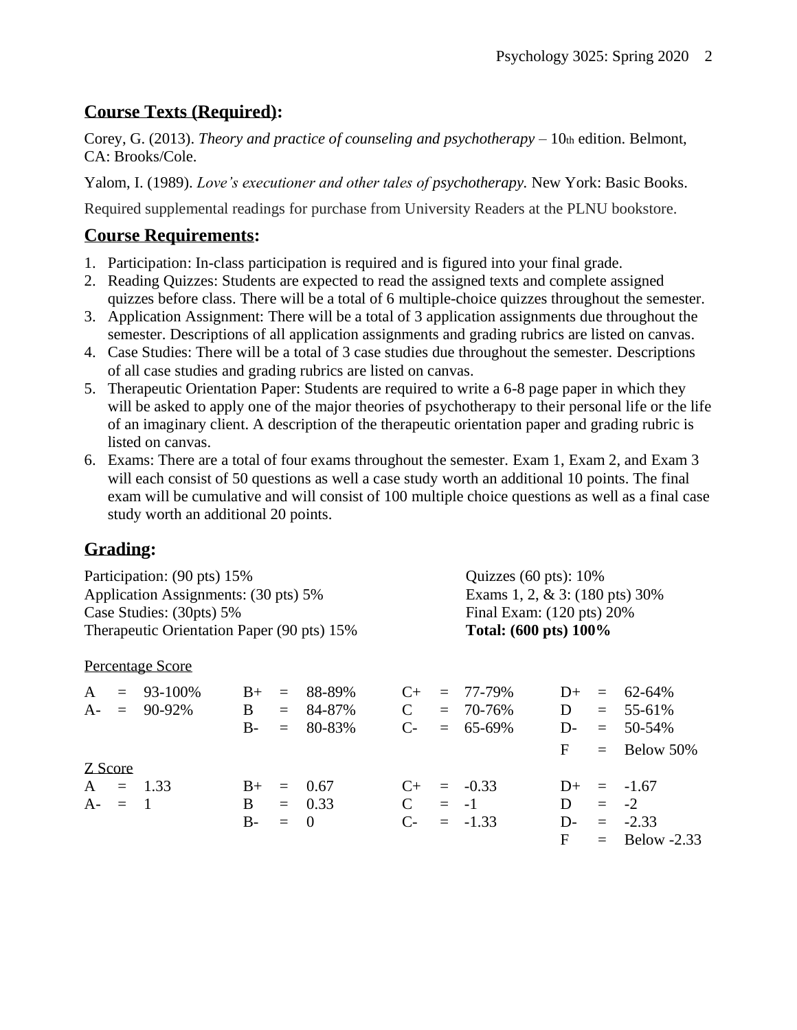## Course Texts (Required):

Corey, G. (2013). *Theory and practice of counseling and psychotherapy* – 10th edition. Belmont, CA: Brooks/Cole.

Yalom, I. (1989). *Love's executioner and other tales of psychotherapy.* New York: Basic Books.

Required supplemental readings for purchase from University Readers at the PLNU bookstore.

## Course Requirements:

1. Participation: In-class participation is required and is figured into your final grade.
2. Reading Quizzes: Students are expected to read the assigned texts and complete assigned quizzes before class. There will be a total of 6 multiple-choice quizzes throughout the semester.
3. Application Assignment: There will be a total of 3 application assignments due throughout the semester. Descriptions of all application assignments and grading rubrics are listed on canvas.
4. Case Studies: There will be a total of 3 case studies due throughout the semester. Descriptions of all case studies and grading rubrics are listed on canvas.
5. Therapeutic Orientation Paper: Students are required to write a 6-8 page paper in which they will be asked to apply one of the major theories of psychotherapy to their personal life or the life of an imaginary client. A description of the therapeutic orientation paper and grading rubric is listed on canvas.
6. Exams: There are a total of four exams throughout the semester. Exam 1, Exam 2, and Exam 3 will each consist of 50 questions as well a case study worth an additional 10 points. The final exam will be cumulative and will consist of 100 multiple choice questions as well as a final case study worth an additional 20 points.

## Grading:

Participation: (90 pts) 15%
Application Assignments: (30 pts) 5%
Case Studies: (30pts) 5%
Therapeutic Orientation Paper (90 pts) 15%
Quizzes (60 pts): 10%
Exams 1, 2, & 3: (180 pts) 30%
Final Exam: (120 pts) 20%
**Total: (600 pts) 100%**

Percentage Score

| | | | |
|---|---|---|---|
| A = 93-100% | B+ = 88-89% | C+ = 77-79% | D+ = 62-64% |
| A- = 90-92% | B = 84-87% | C = 70-76% | D = 55-61% |
| | B- = 80-83% | C- = 65-69% | D- = 50-54% |
| | | | F = Below 50% |

Z Score

| | | | |
|---|---|---|---|
| A = 1.33 | B+ = 0.67 | C+ = -0.33 | D+ = -1.67 |
| A- = 1 | B = 0.33 | C = -1 | D = -2 |
| | B- = 0 | C- = -1.33 | D- = -2.33 |
| | | | F = Below -2.33 |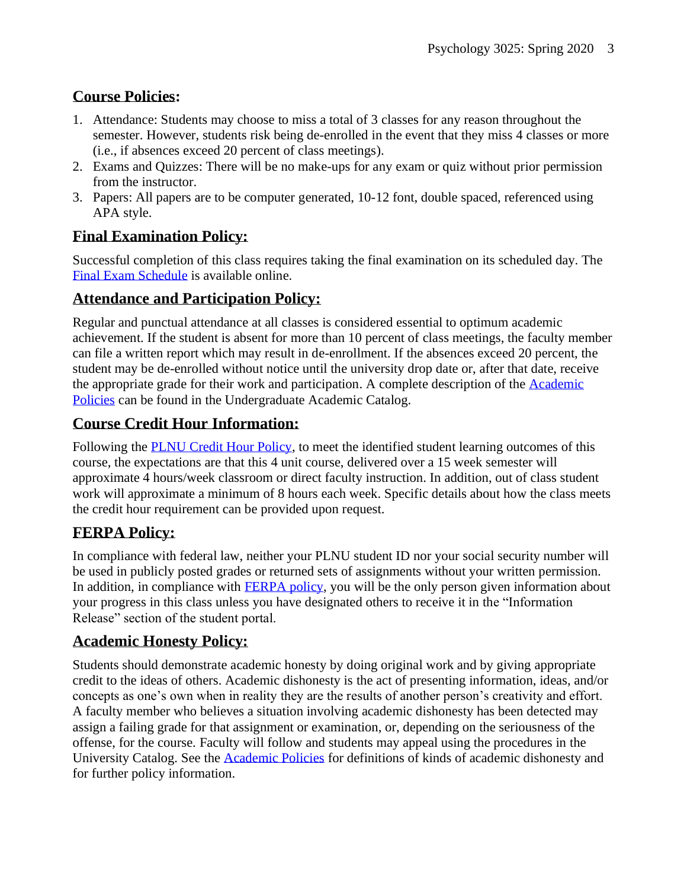## Course Policies:

1. Attendance: Students may choose to miss a total of 3 classes for any reason throughout the semester. However, students risk being de-enrolled in the event that they miss 4 classes or more (i.e., if absences exceed 20 percent of class meetings).
2. Exams and Quizzes: There will be no make-ups for any exam or quiz without prior permission from the instructor.
3. Papers: All papers are to be computer generated, 10-12 font, double spaced, referenced using APA style.

## Final Examination Policy:

Successful completion of this class requires taking the final examination on its scheduled day. The Final Exam Schedule is available online.

## Attendance and Participation Policy:

Regular and punctual attendance at all classes is considered essential to optimum academic achievement. If the student is absent for more than 10 percent of class meetings, the faculty member can file a written report which may result in de-enrollment. If the absences exceed 20 percent, the student may be de-enrolled without notice until the university drop date or, after that date, receive the appropriate grade for their work and participation. A complete description of the Academic Policies can be found in the Undergraduate Academic Catalog.

## Course Credit Hour Information:

Following the PLNU Credit Hour Policy, to meet the identified student learning outcomes of this course, the expectations are that this 4 unit course, delivered over a 15 week semester will approximate 4 hours/week classroom or direct faculty instruction. In addition, out of class student work will approximate a minimum of 8 hours each week. Specific details about how the class meets the credit hour requirement can be provided upon request.

## FERPA Policy:

In compliance with federal law, neither your PLNU student ID nor your social security number will be used in publicly posted grades or returned sets of assignments without your written permission. In addition, in compliance with FERPA policy, you will be the only person given information about your progress in this class unless you have designated others to receive it in the "Information Release" section of the student portal.

## Academic Honesty Policy:

Students should demonstrate academic honesty by doing original work and by giving appropriate credit to the ideas of others. Academic dishonesty is the act of presenting information, ideas, and/or concepts as one's own when in reality they are the results of another person's creativity and effort. A faculty member who believes a situation involving academic dishonesty has been detected may assign a failing grade for that assignment or examination, or, depending on the seriousness of the offense, for the course. Faculty will follow and students may appeal using the procedures in the University Catalog. See the Academic Policies for definitions of kinds of academic dishonesty and for further policy information.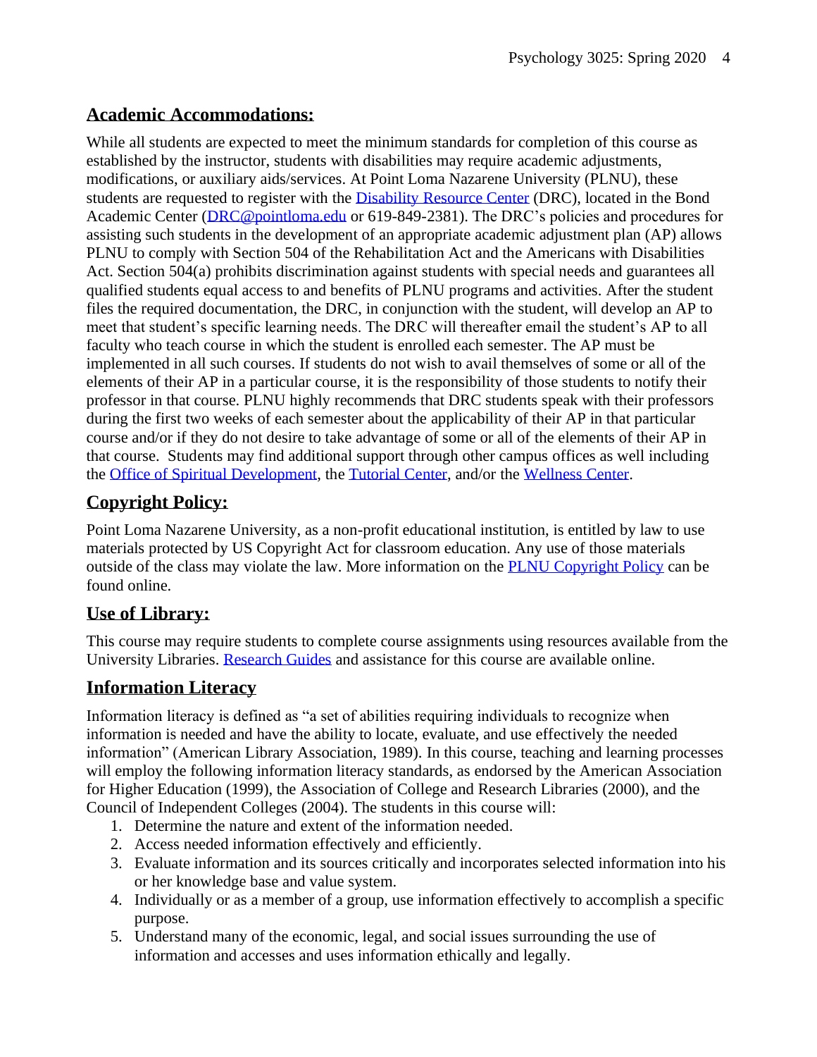## Academic Accommodations:

While all students are expected to meet the minimum standards for completion of this course as established by the instructor, students with disabilities may require academic adjustments, modifications, or auxiliary aids/services. At Point Loma Nazarene University (PLNU), these students are requested to register with the Disability Resource Center (DRC), located in the Bond Academic Center (DRC@pointloma.edu or 619-849-2381). The DRC's policies and procedures for assisting such students in the development of an appropriate academic adjustment plan (AP) allows PLNU to comply with Section 504 of the Rehabilitation Act and the Americans with Disabilities Act. Section 504(a) prohibits discrimination against students with special needs and guarantees all qualified students equal access to and benefits of PLNU programs and activities. After the student files the required documentation, the DRC, in conjunction with the student, will develop an AP to meet that student's specific learning needs. The DRC will thereafter email the student's AP to all faculty who teach course in which the student is enrolled each semester. The AP must be implemented in all such courses. If students do not wish to avail themselves of some or all of the elements of their AP in a particular course, it is the responsibility of those students to notify their professor in that course. PLNU highly recommends that DRC students speak with their professors during the first two weeks of each semester about the applicability of their AP in that particular course and/or if they do not desire to take advantage of some or all of the elements of their AP in that course. Students may find additional support through other campus offices as well including the Office of Spiritual Development, the Tutorial Center, and/or the Wellness Center.

## Copyright Policy:

Point Loma Nazarene University, as a non-profit educational institution, is entitled by law to use materials protected by US Copyright Act for classroom education. Any use of those materials outside of the class may violate the law. More information on the PLNU Copyright Policy can be found online.

## Use of Library:

This course may require students to complete course assignments using resources available from the University Libraries. Research Guides and assistance for this course are available online.

## Information Literacy

Information literacy is defined as "a set of abilities requiring individuals to recognize when information is needed and have the ability to locate, evaluate, and use effectively the needed information" (American Library Association, 1989). In this course, teaching and learning processes will employ the following information literacy standards, as endorsed by the American Association for Higher Education (1999), the Association of College and Research Libraries (2000), and the Council of Independent Colleges (2004). The students in this course will:

1. Determine the nature and extent of the information needed.
2. Access needed information effectively and efficiently.
3. Evaluate information and its sources critically and incorporates selected information into his or her knowledge base and value system.
4. Individually or as a member of a group, use information effectively to accomplish a specific purpose.
5. Understand many of the economic, legal, and social issues surrounding the use of information and accesses and uses information ethically and legally.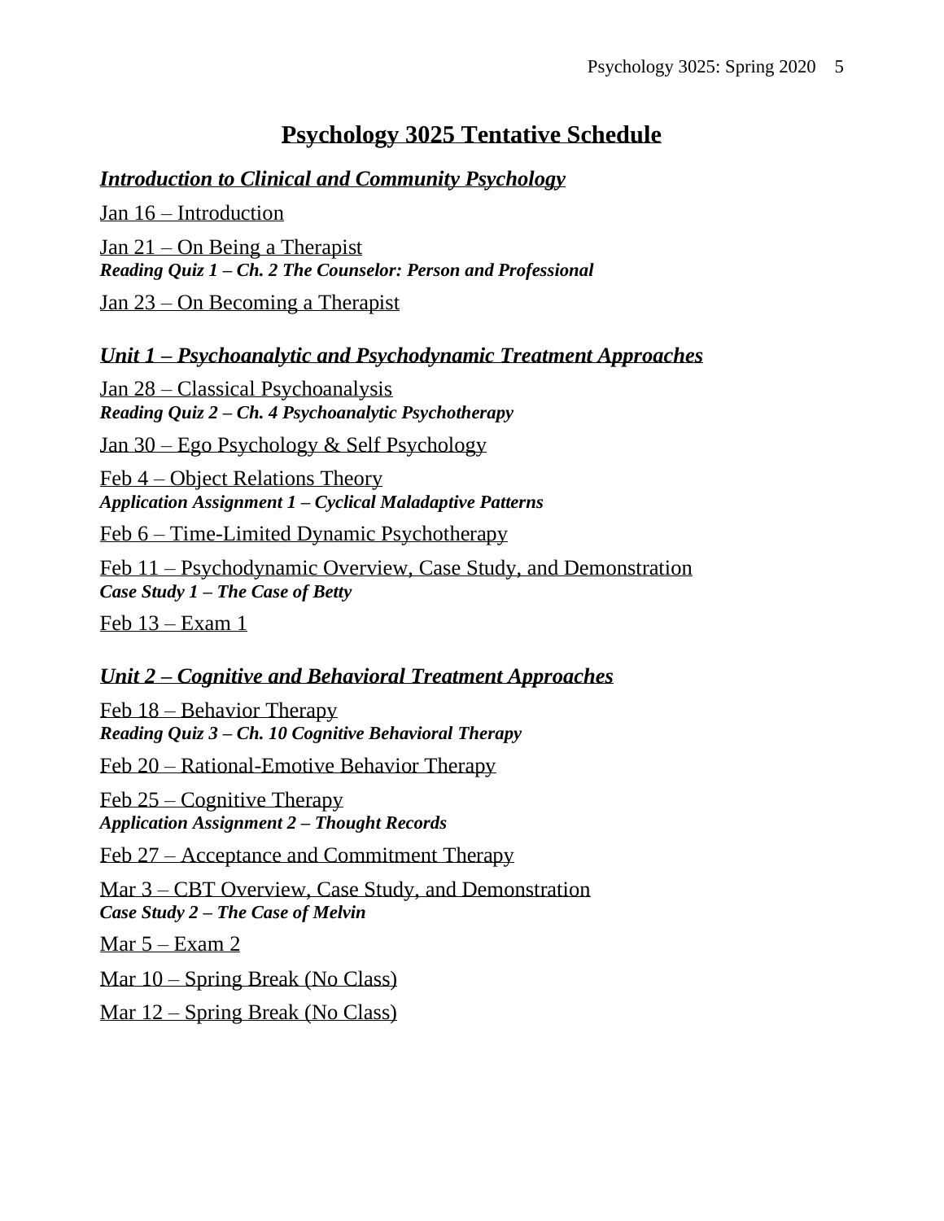# Psychology 3025 Tentative Schedule

## *Introduction to Clinical and Community Psychology*

Jan 16 – Introduction

Jan 21 – On Being a Therapist
***Reading Quiz 1 – Ch. 2 The Counselor: Person and Professional***

Jan 23 – On Becoming a Therapist

## *Unit 1 – Psychoanalytic and Psychodynamic Treatment Approaches*

Jan 28 – Classical Psychoanalysis
***Reading Quiz 2 – Ch. 4 Psychoanalytic Psychotherapy***

Jan 30 – Ego Psychology & Self Psychology

Feb 4 – Object Relations Theory
***Application Assignment 1 – Cyclical Maladaptive Patterns***

Feb 6 – Time-Limited Dynamic Psychotherapy

Feb 11 – Psychodynamic Overview, Case Study, and Demonstration
***Case Study 1 – The Case of Betty***

Feb 13 – Exam 1

## *Unit 2 – Cognitive and Behavioral Treatment Approaches*

Feb 18 – Behavior Therapy
***Reading Quiz 3 – Ch. 10 Cognitive Behavioral Therapy***

Feb 20 – Rational-Emotive Behavior Therapy

Feb 25 – Cognitive Therapy
***Application Assignment 2 – Thought Records***

Feb 27 – Acceptance and Commitment Therapy

Mar 3 – CBT Overview, Case Study, and Demonstration
***Case Study 2 – The Case of Melvin***

Mar 5 – Exam 2

Mar 10 – Spring Break (No Class)

Mar 12 – Spring Break (No Class)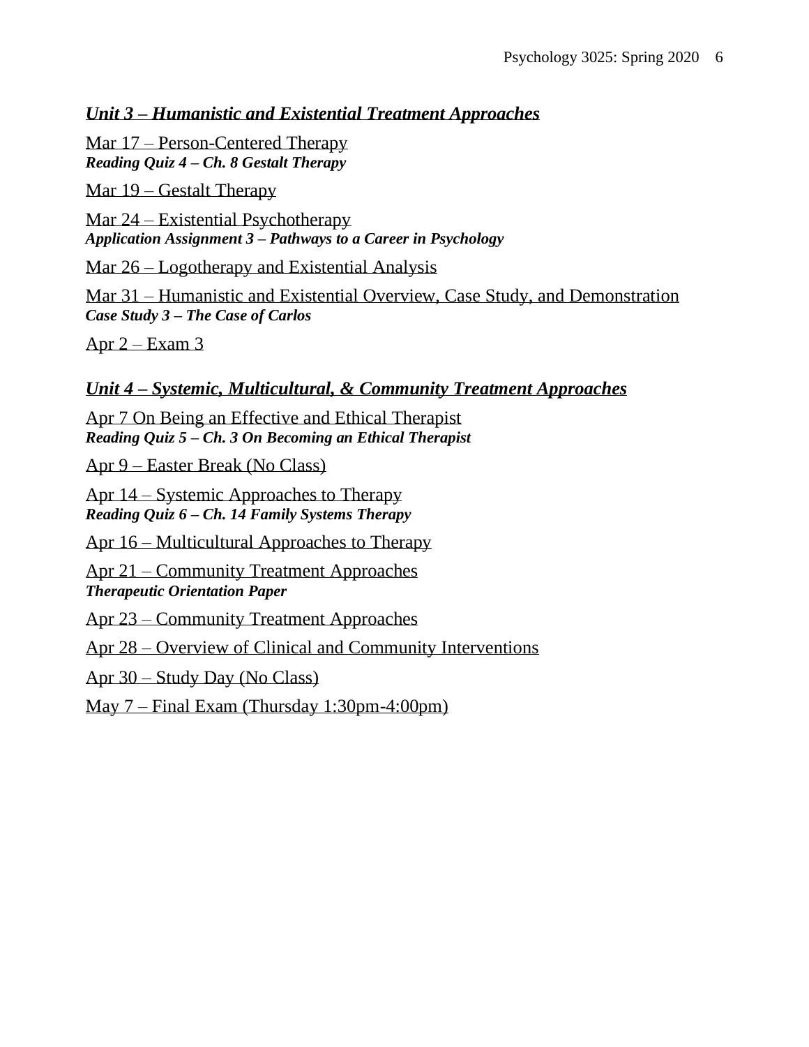### ***Unit 3 – Humanistic and Existential Treatment Approaches***

Mar 17 – Person-Centered Therapy
***Reading Quiz 4 – Ch. 8 Gestalt Therapy***

Mar 19 – Gestalt Therapy

Mar 24 – Existential Psychotherapy
***Application Assignment 3 – Pathways to a Career in Psychology***

Mar 26 – Logotherapy and Existential Analysis

Mar 31 – Humanistic and Existential Overview, Case Study, and Demonstration
***Case Study 3 – The Case of Carlos***

Apr 2 – Exam 3

### ***Unit 4 – Systemic, Multicultural, & Community Treatment Approaches***

Apr 7 On Being an Effective and Ethical Therapist
***Reading Quiz 5 – Ch. 3 On Becoming an Ethical Therapist***

Apr 9 – Easter Break (No Class)

Apr 14 – Systemic Approaches to Therapy
***Reading Quiz 6 – Ch. 14 Family Systems Therapy***

Apr 16 – Multicultural Approaches to Therapy

Apr 21 – Community Treatment Approaches
***Therapeutic Orientation Paper***

Apr 23 – Community Treatment Approaches

Apr 28 – Overview of Clinical and Community Interventions

Apr 30 – Study Day (No Class)

May 7 – Final Exam (Thursday 1:30pm-4:00pm)